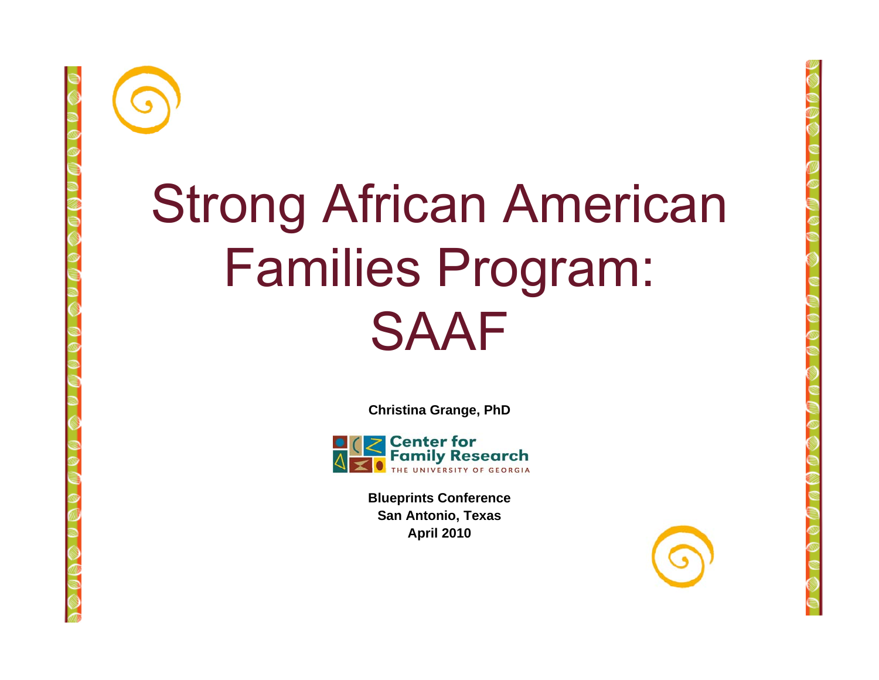# Strong African American Families Program: SAAF

**Christina Grange, PhD**

Center for Family Research
THE UNIVERSITY OF GEORGIA

**Blueprints Conference**
**San Antonio, Texas**
**April 2010**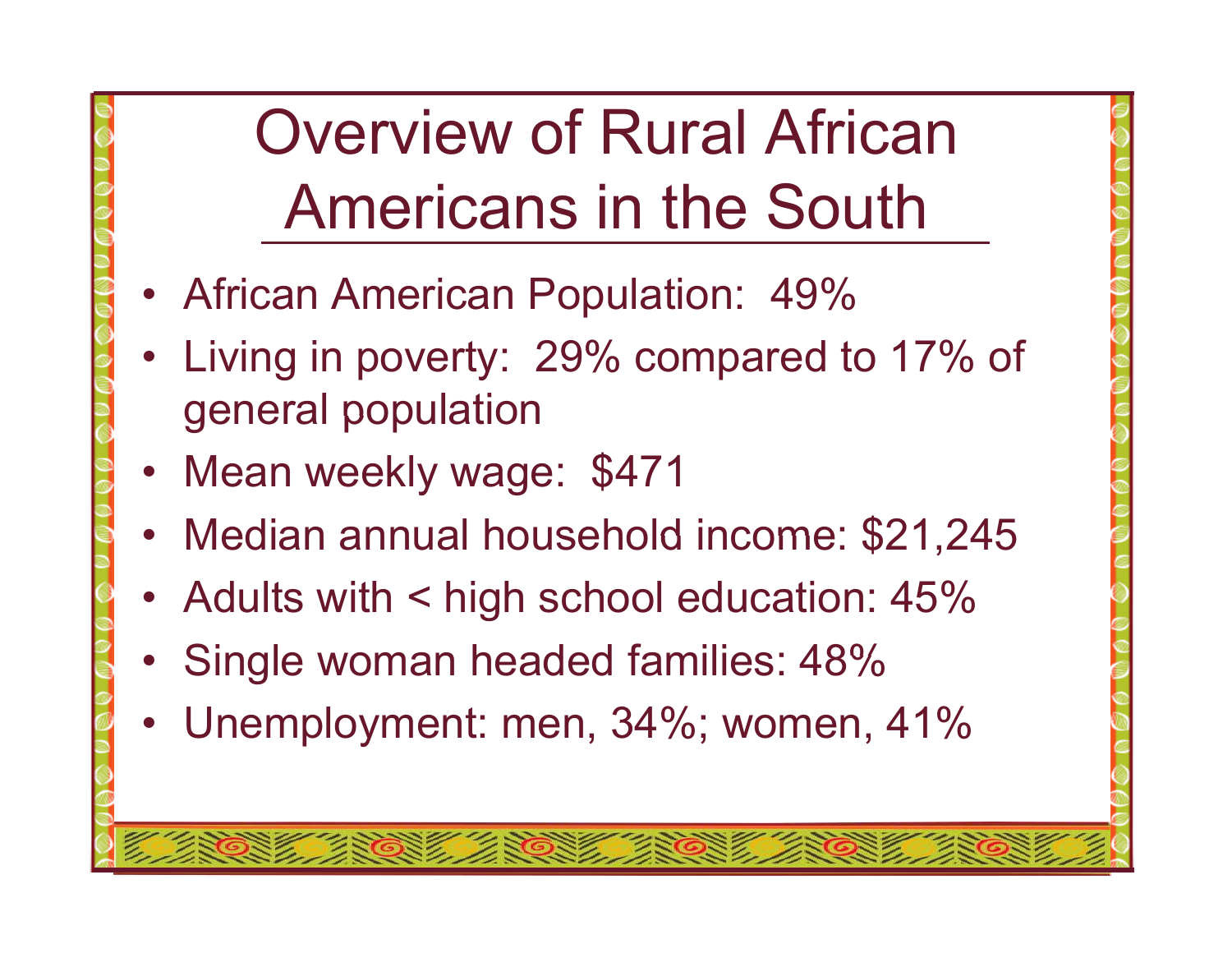# Overview of Rural African Americans in the South

- African American Population: 49%
- Living in poverty: 29% compared to 17% of general population
- Mean weekly wage: $471
- Median annual household income: $21,245
- Adults with < high school education: 45%
- Single woman headed families: 48%
- Unemployment: men, 34%; women, 41%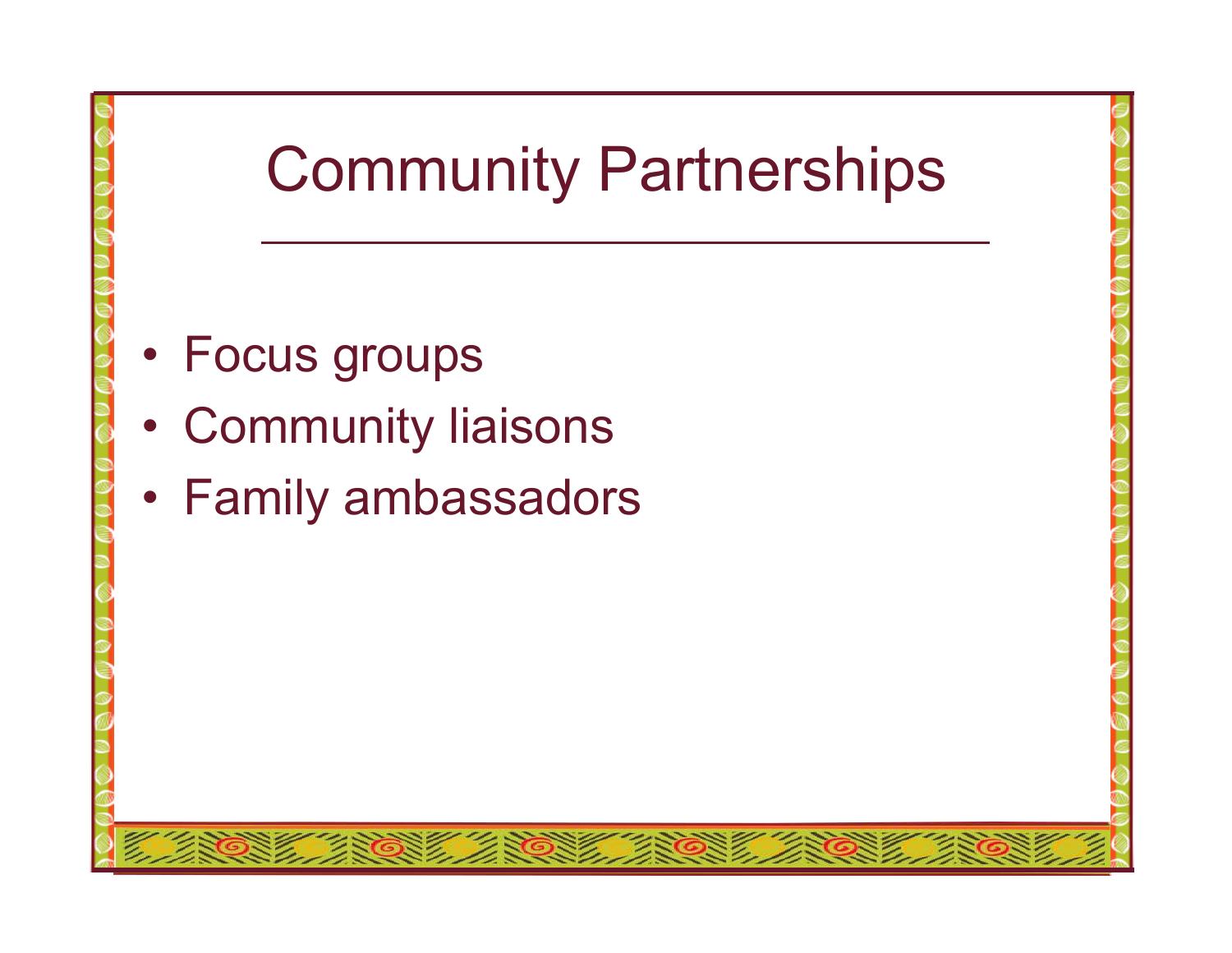# Community Partnerships

- Focus groups
- Community liaisons
- Family ambassadors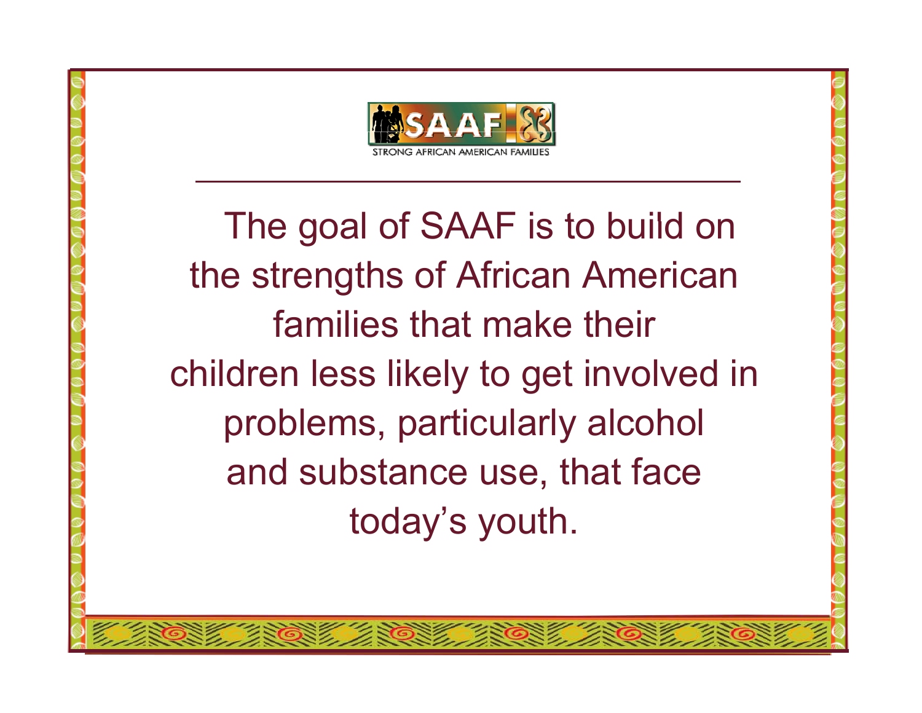SAAF

STRONG AFRICAN AMERICAN FAMILIES

---

The goal of SAAF is to build on the strengths of African American families that make their children less likely to get involved in problems, particularly alcohol and substance use, that face today's youth.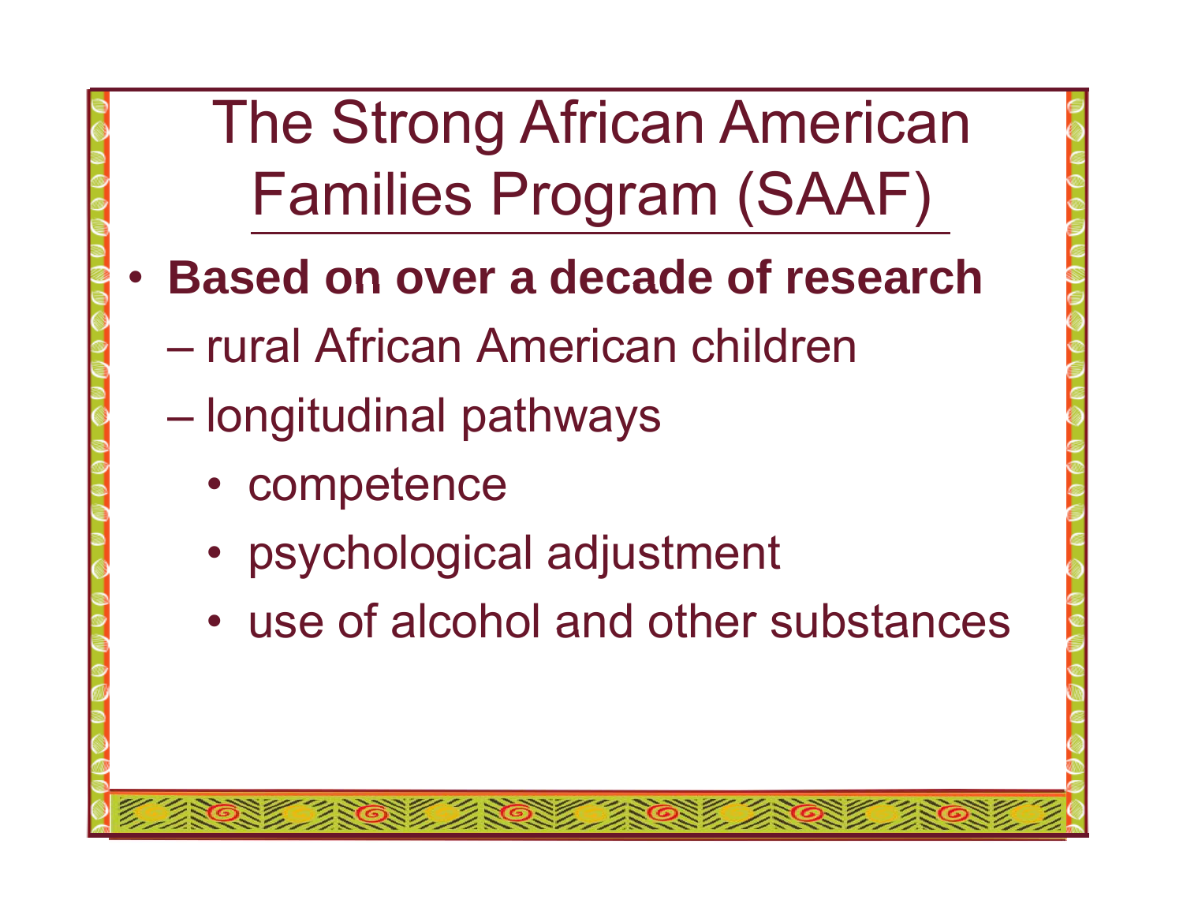# The Strong African American Families Program (SAAF)

- **Based on over a decade of research**
  - rural African American children
  - longitudinal pathways
    - competence
    - psychological adjustment
    - use of alcohol and other substances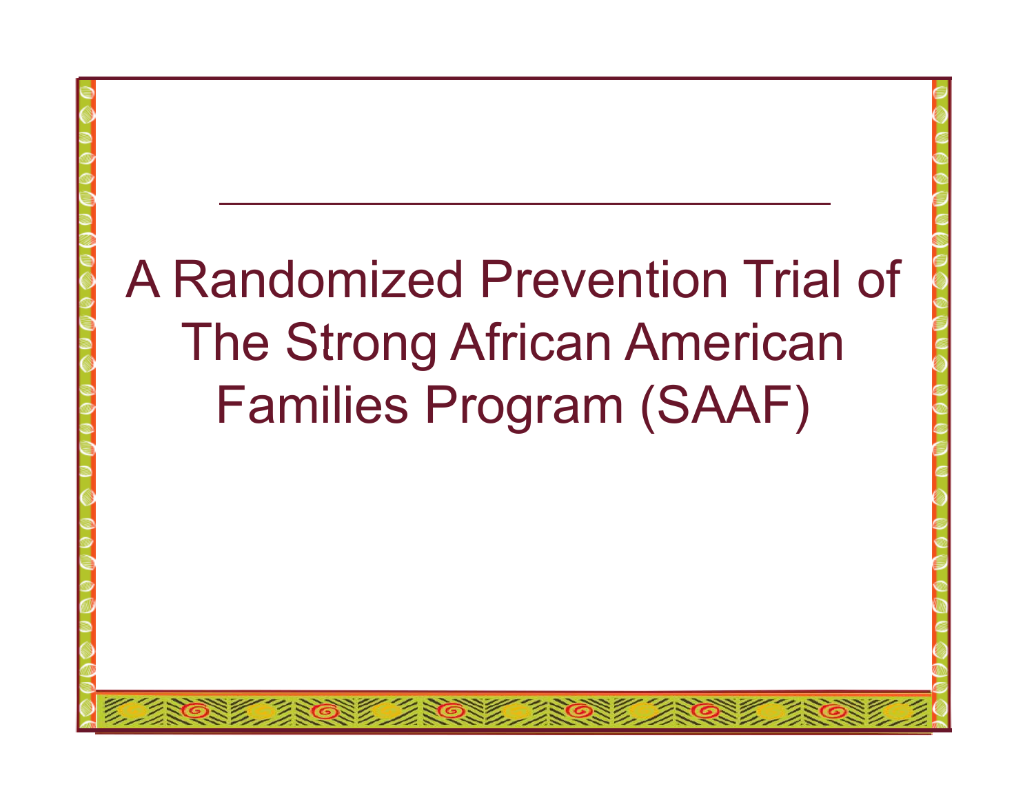# A Randomized Prevention Trial of The Strong African American Families Program (SAAF)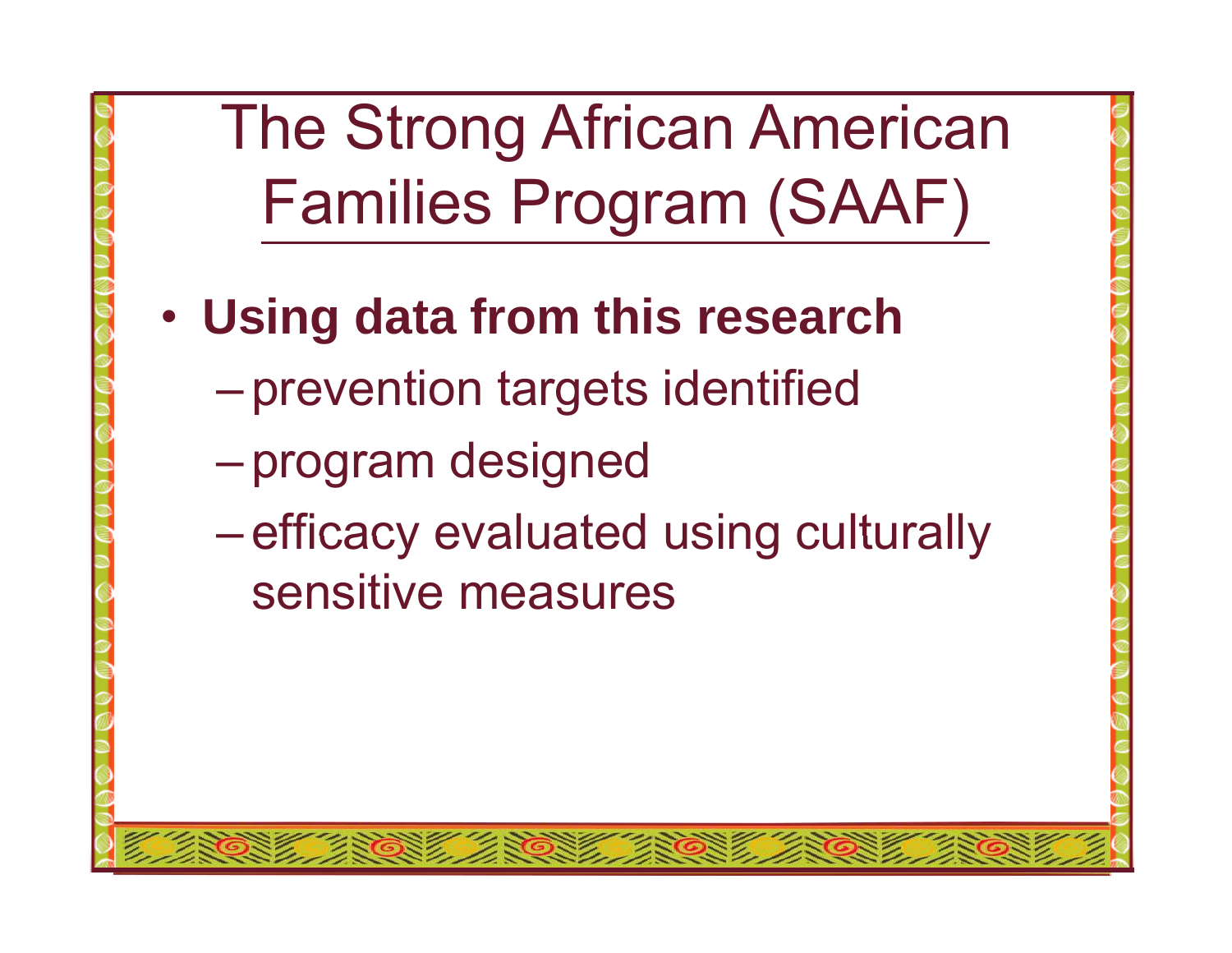# The Strong African American Families Program (SAAF)

- **Using data from this research**
  - prevention targets identified
  - program designed
  - efficacy evaluated using culturally sensitive measures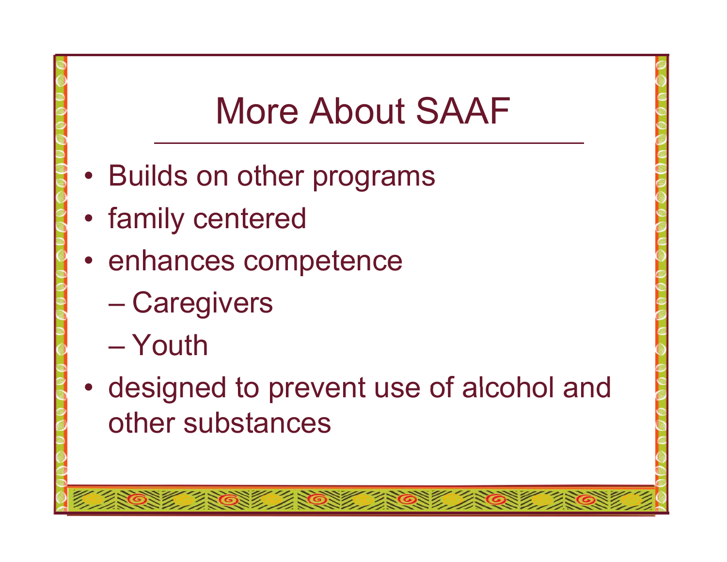# More About SAAF

- Builds on other programs
- family centered
- enhances competence
  - Caregivers
  - Youth
- designed to prevent use of alcohol and other substances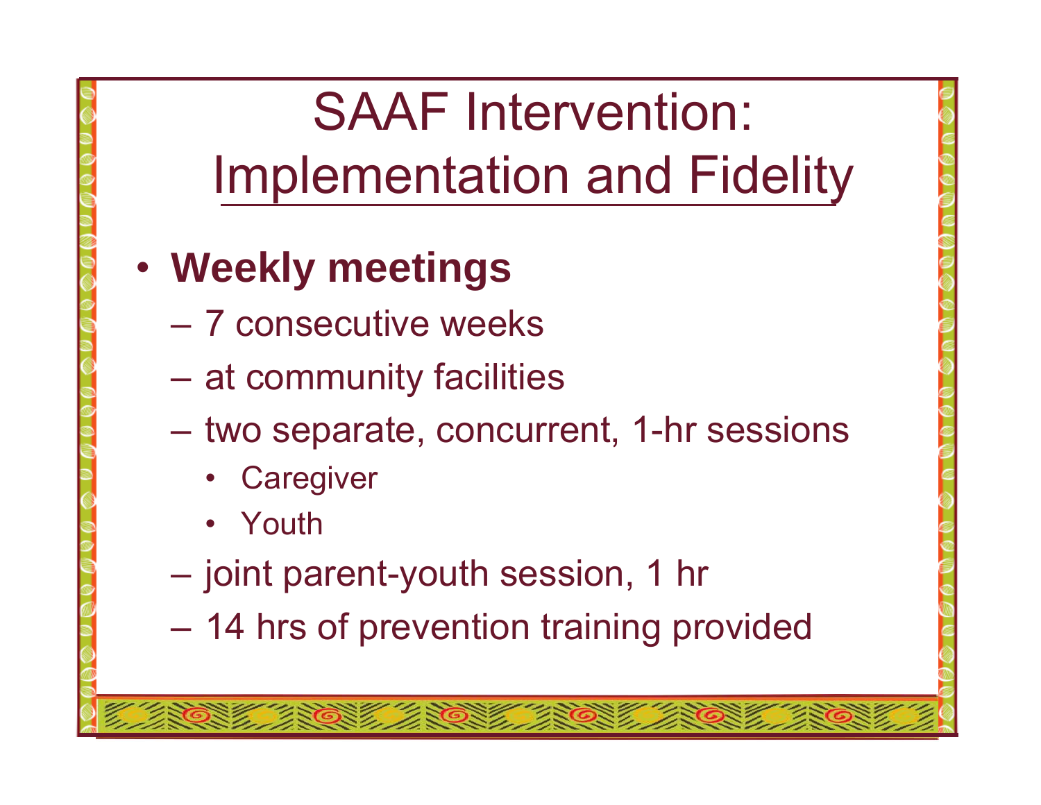# SAAF Intervention: Implementation and Fidelity

- **Weekly meetings**
  - 7 consecutive weeks
  - at community facilities
  - two separate, concurrent, 1-hr sessions
    - Caregiver
    - Youth
  - joint parent-youth session, 1 hr
  - 14 hrs of prevention training provided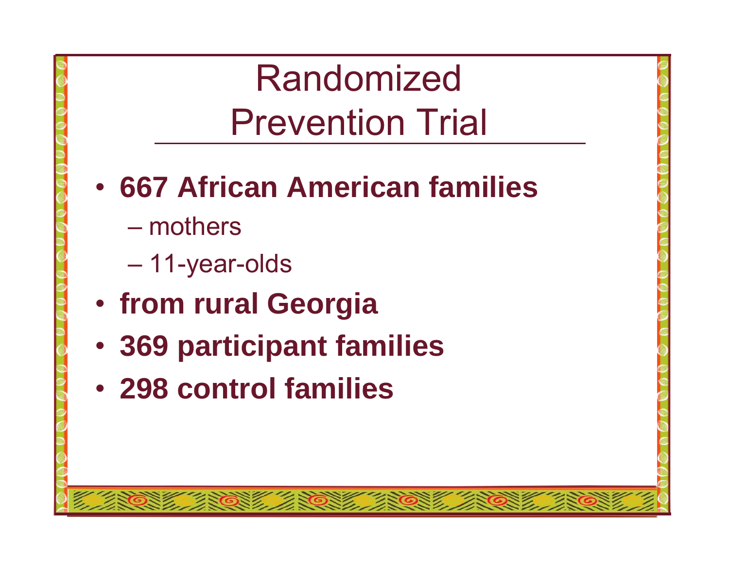# Randomized Prevention Trial

- **667 African American families**
  - mothers
  - 11-year-olds
- **from rural Georgia**
- **369 participant families**
- **298 control families**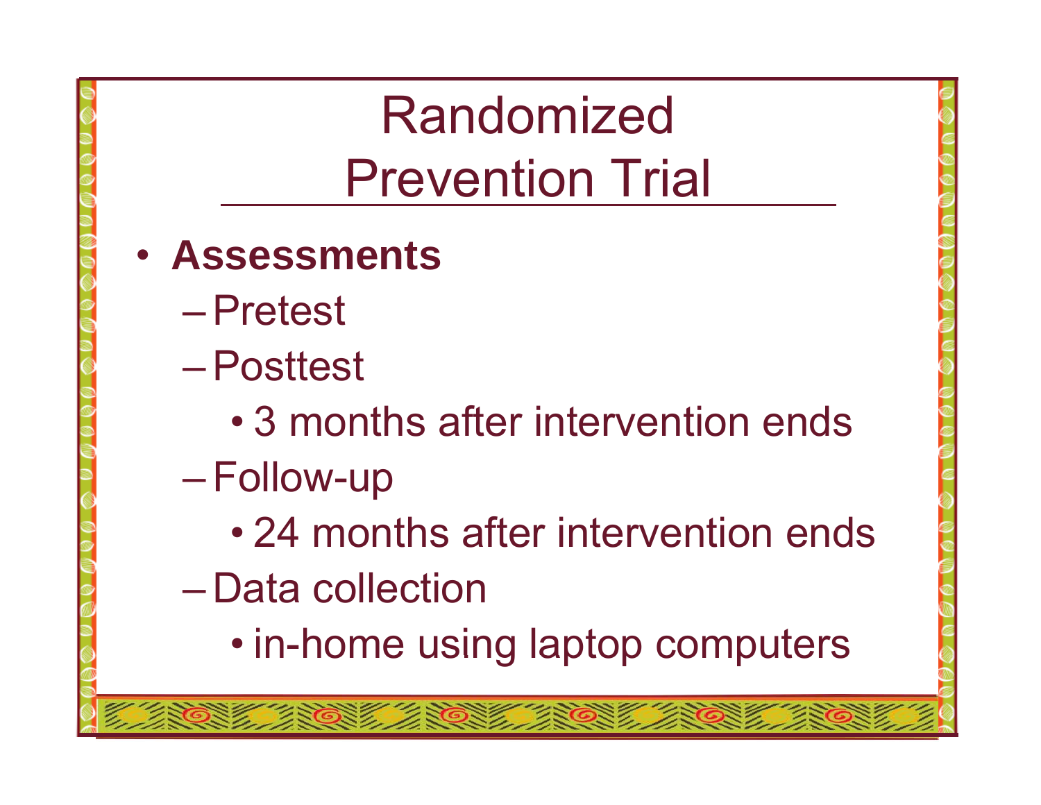# Randomized Prevention Trial

- **Assessments**
  - Pretest
  - Posttest
    - 3 months after intervention ends
  - Follow-up
    - 24 months after intervention ends
  - Data collection
    - in-home using laptop computers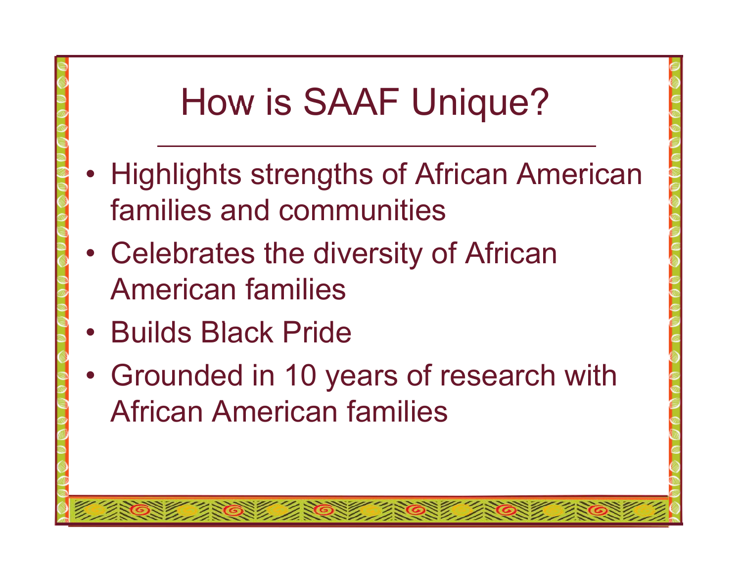# How is SAAF Unique?

- Highlights strengths of African American families and communities
- Celebrates the diversity of African American families
- Builds Black Pride
- Grounded in 10 years of research with African American families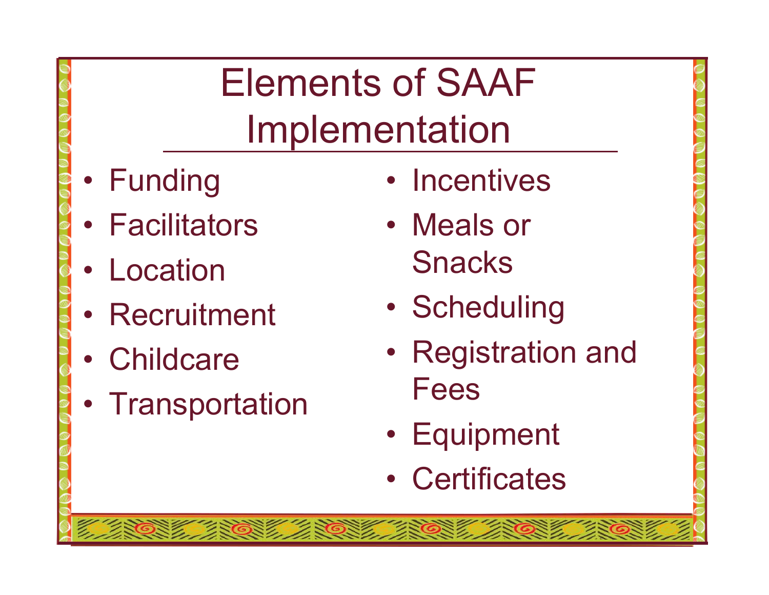# Elements of SAAF Implementation

- Funding
- Facilitators
- Location
- Recruitment
- Childcare
- Transportation
- Incentives
- Meals or Snacks
- Scheduling
- Registration and Fees
- Equipment
- Certificates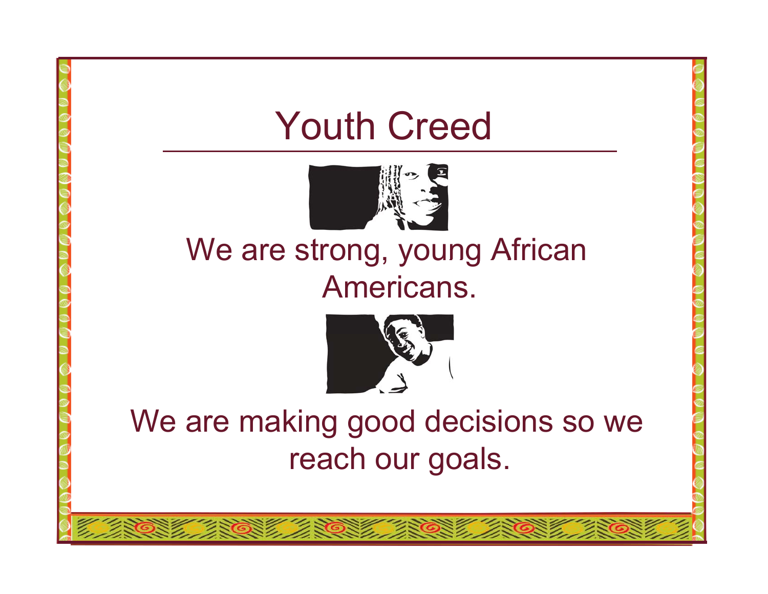# Youth Creed

We are strong, young African Americans.

We are making good decisions so we reach our goals.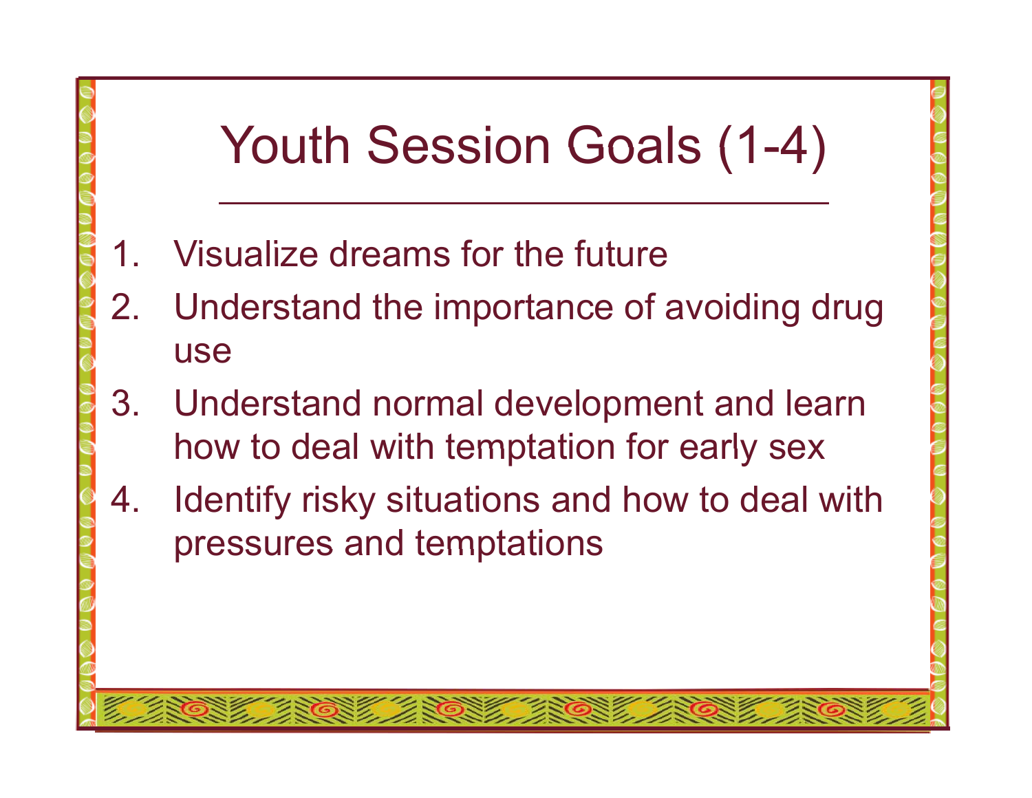# Youth Session Goals (1-4)

1. Visualize dreams for the future
2. Understand the importance of avoiding drug use
3. Understand normal development and learn how to deal with temptation for early sex
4. Identify risky situations and how to deal with pressures and temptations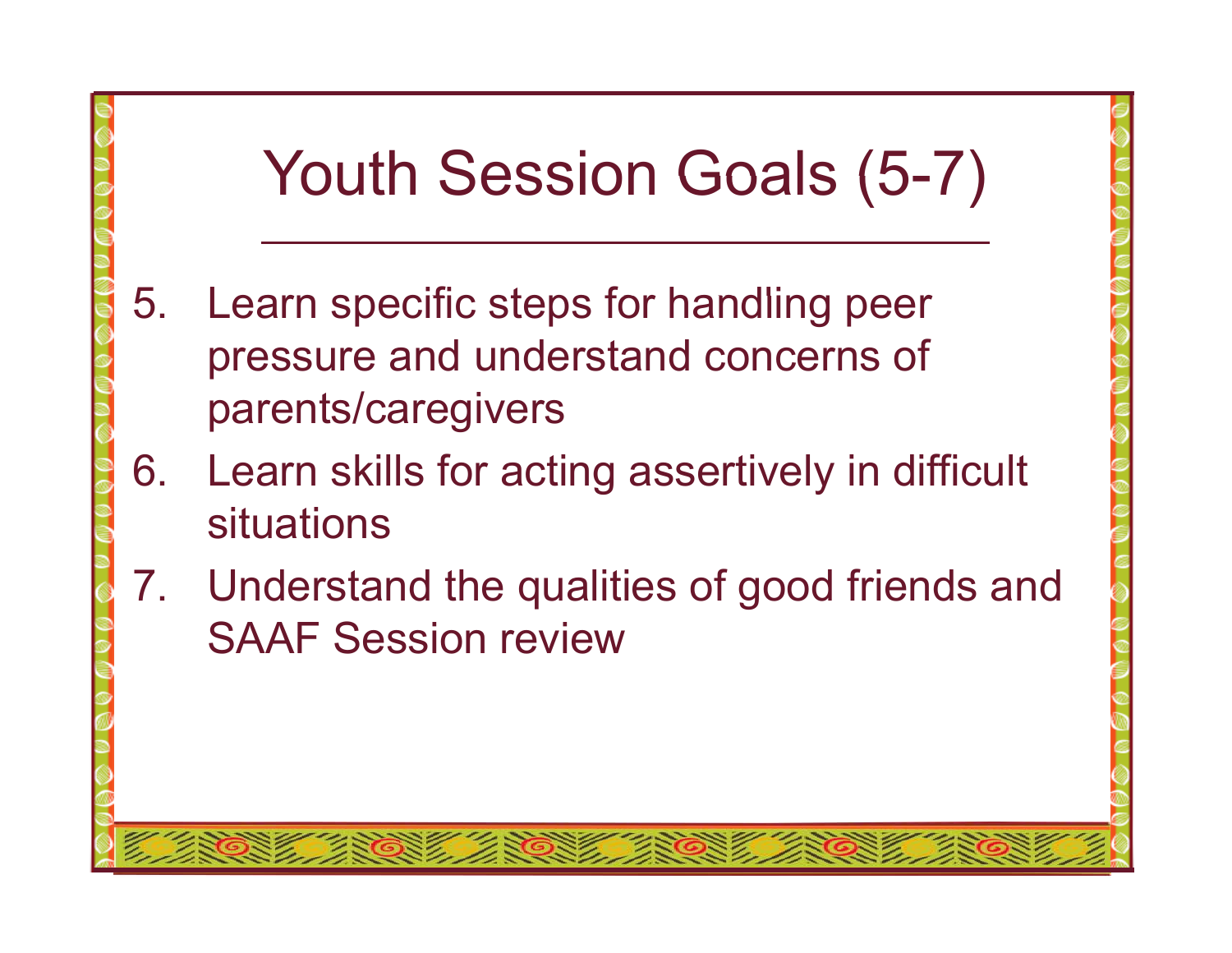# Youth Session Goals (5-7)

5. Learn specific steps for handling peer pressure and understand concerns of parents/caregivers
6. Learn skills for acting assertively in difficult situations
7. Understand the qualities of good friends and SAAF Session review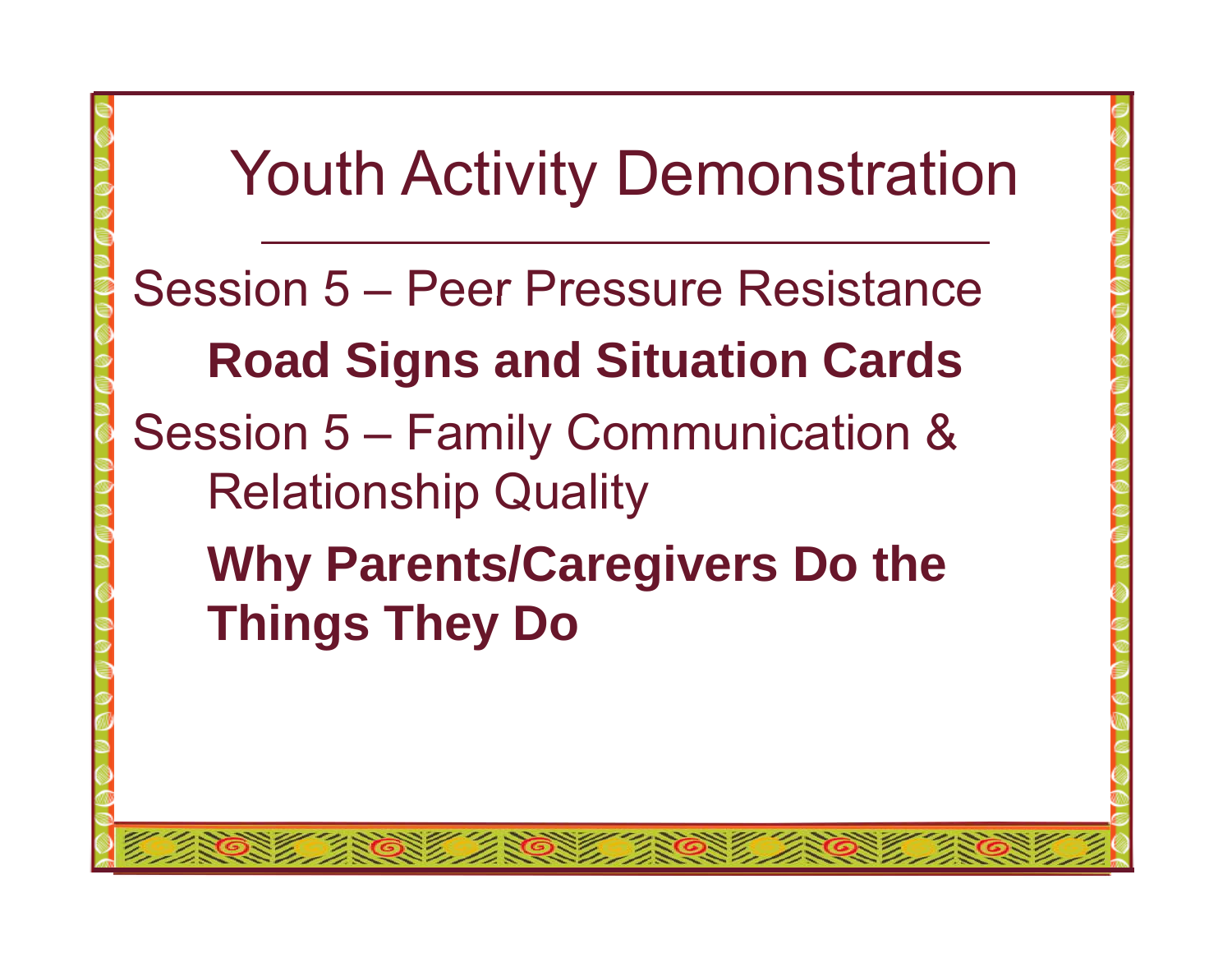# Youth Activity Demonstration

Session 5 – Peer Pressure Resistance

**Road Signs and Situation Cards**

Session 5 – Family Communication & Relationship Quality

**Why Parents/Caregivers Do the Things They Do**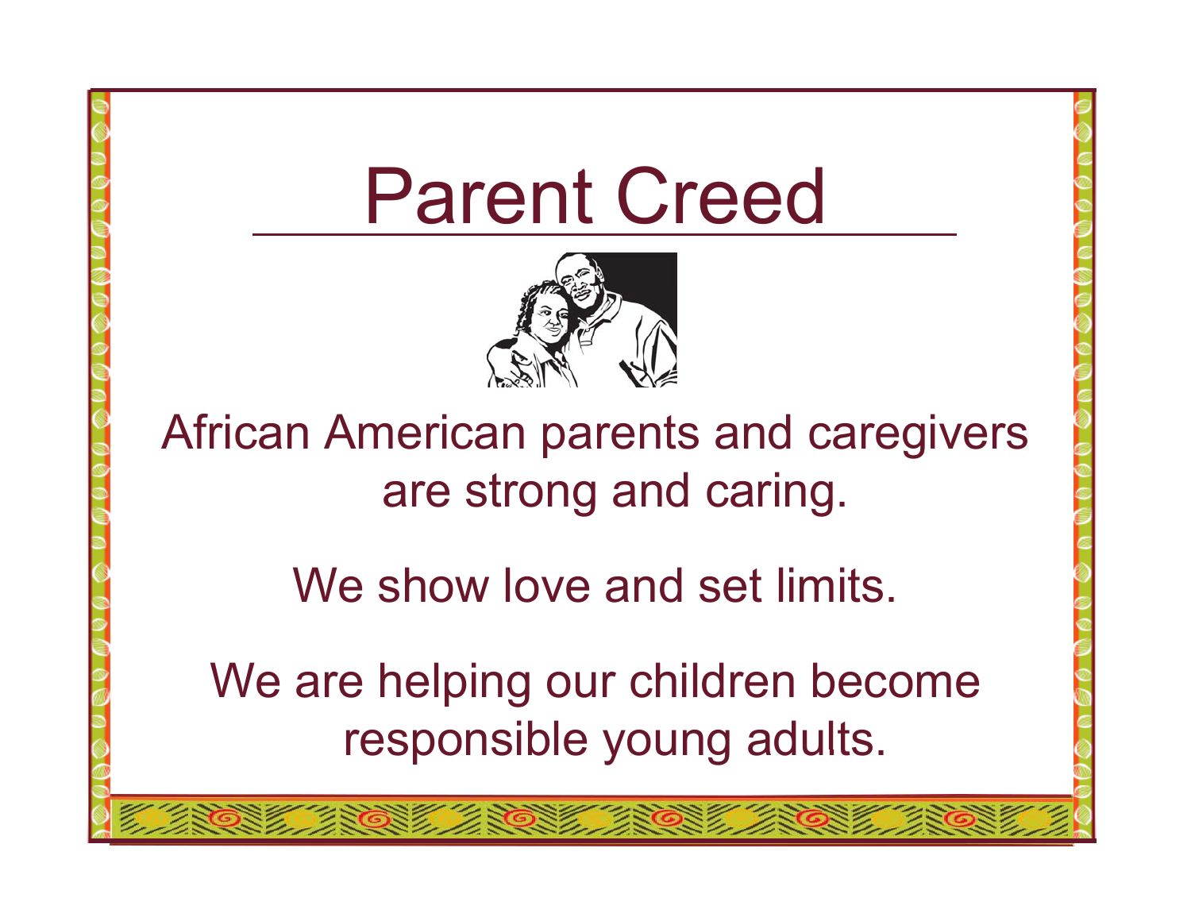# Parent Creed

African American parents and caregivers are strong and caring.

We show love and set limits.

We are helping our children become responsible young adults.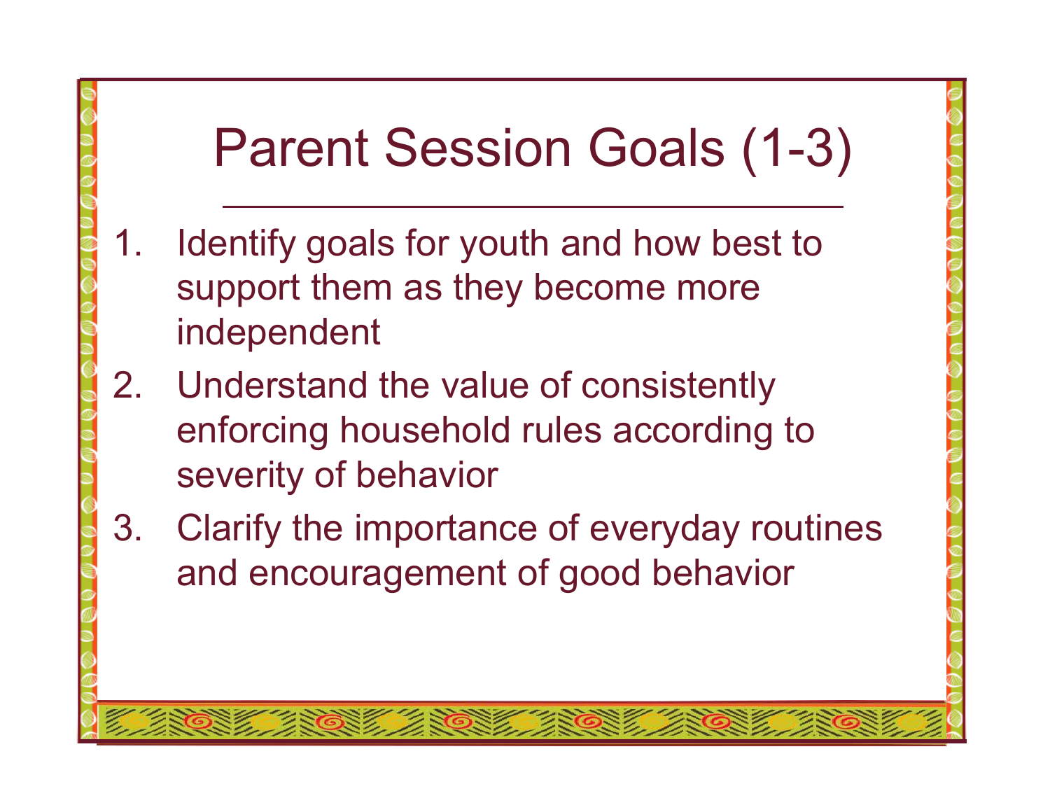# Parent Session Goals (1-3)

1. Identify goals for youth and how best to support them as they become more independent
2. Understand the value of consistently enforcing household rules according to severity of behavior
3. Clarify the importance of everyday routines and encouragement of good behavior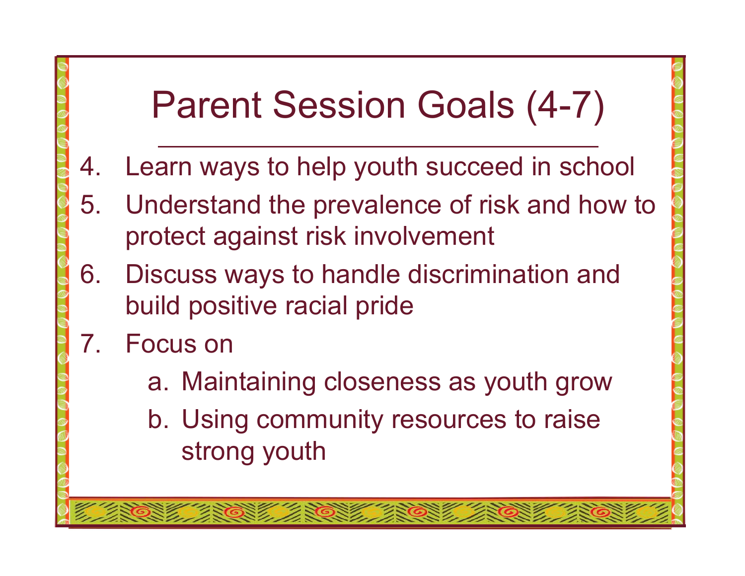# Parent Session Goals (4-7)

4. Learn ways to help youth succeed in school
5. Understand the prevalence of risk and how to protect against risk involvement
6. Discuss ways to handle discrimination and build positive racial pride
7. Focus on
   a. Maintaining closeness as youth grow
   b. Using community resources to raise strong youth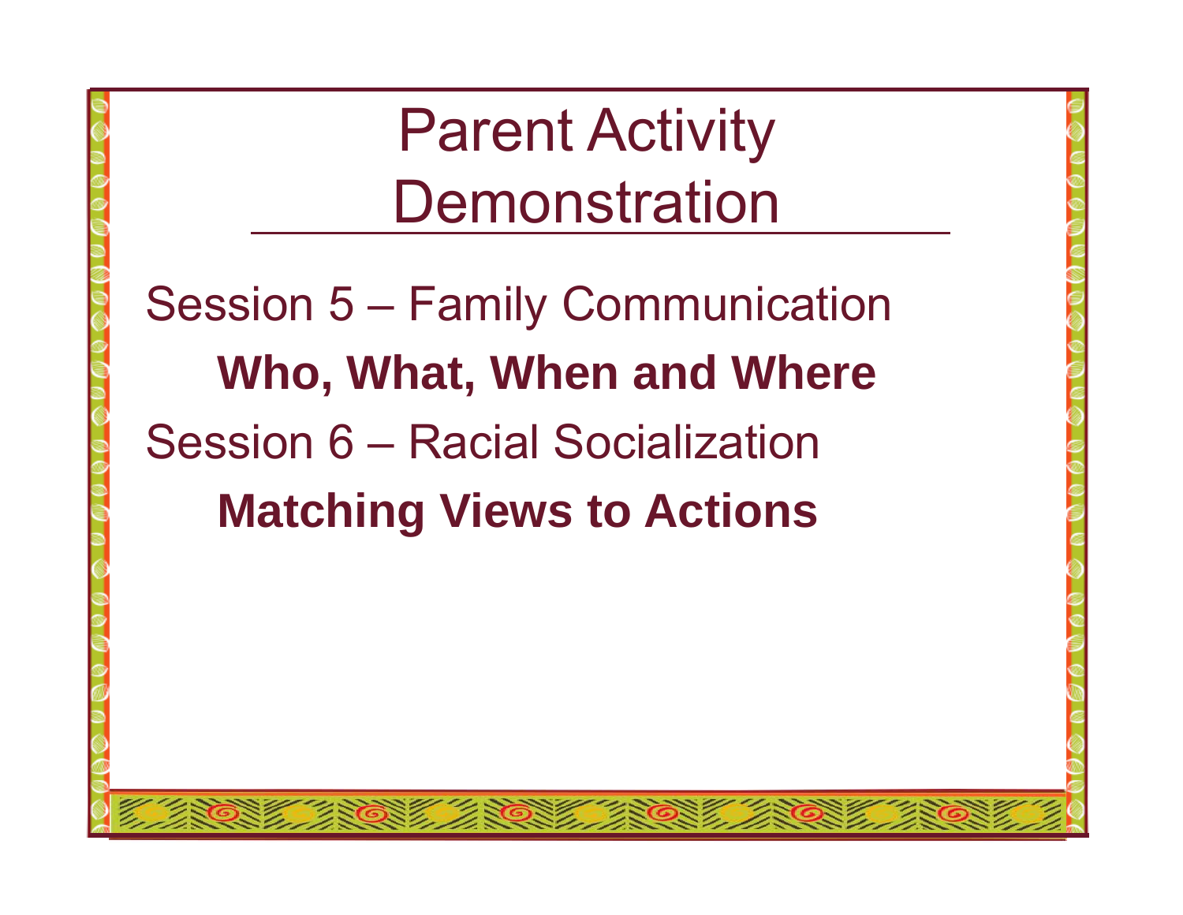# Parent Activity Demonstration

Session 5 – Family Communication

**Who, What, When and Where**

Session 6 – Racial Socialization

**Matching Views to Actions**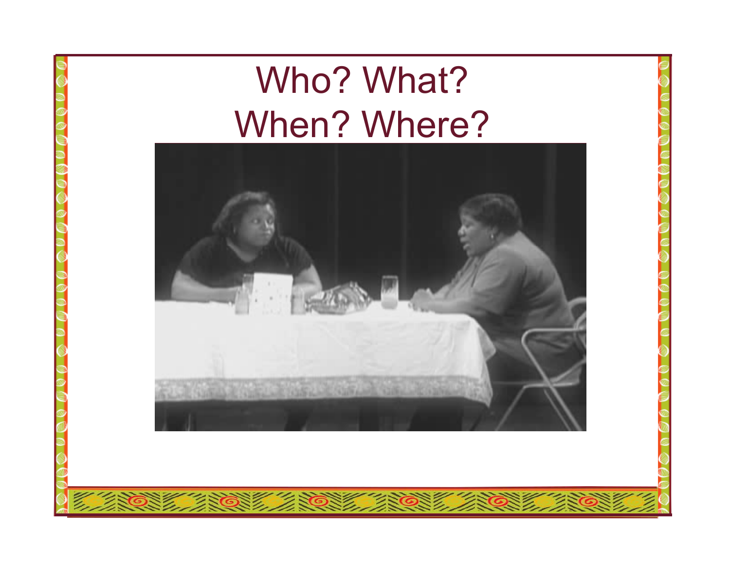# Who? What? When? Where?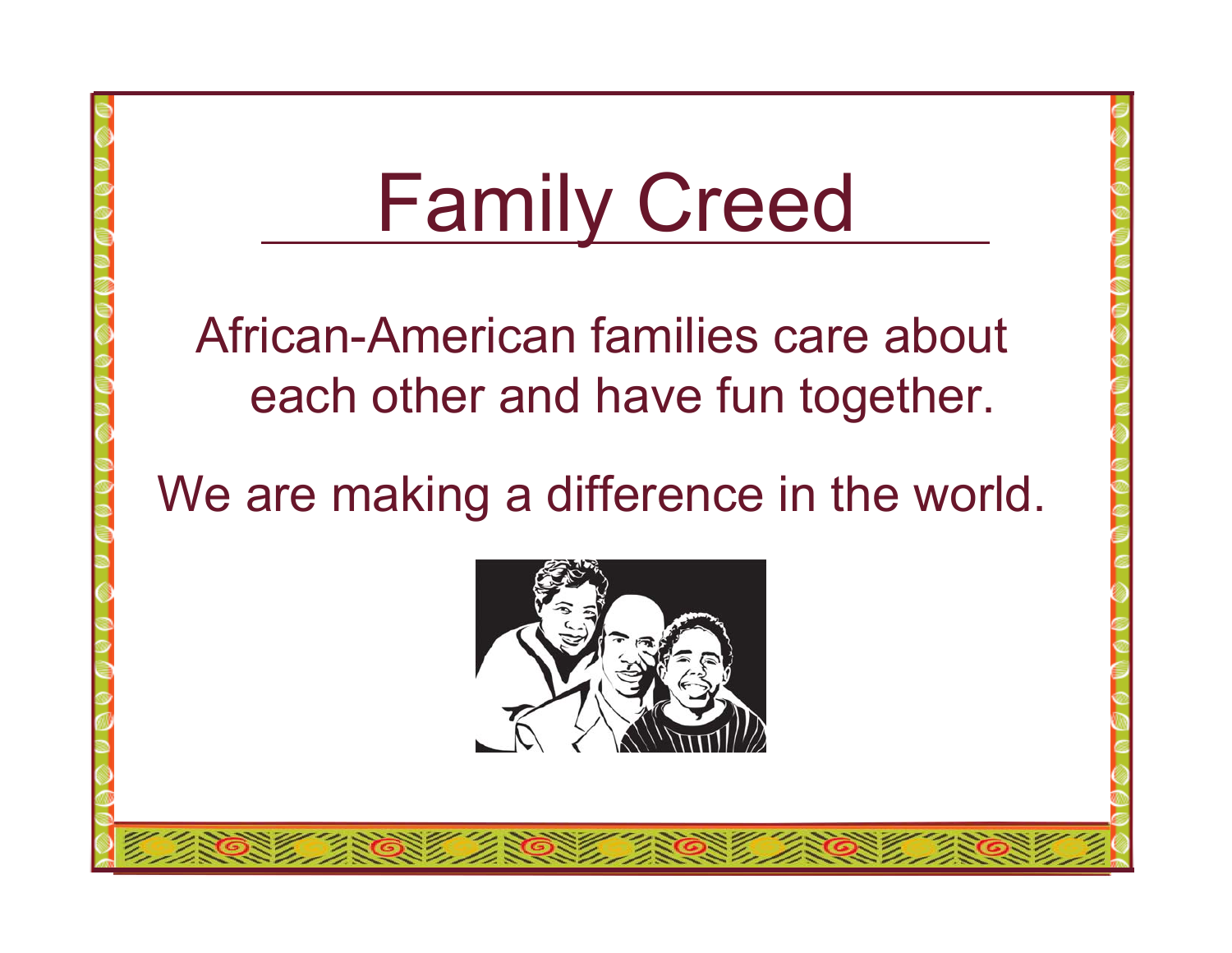# Family Creed

African-American families care about each other and have fun together.

We are making a difference in the world.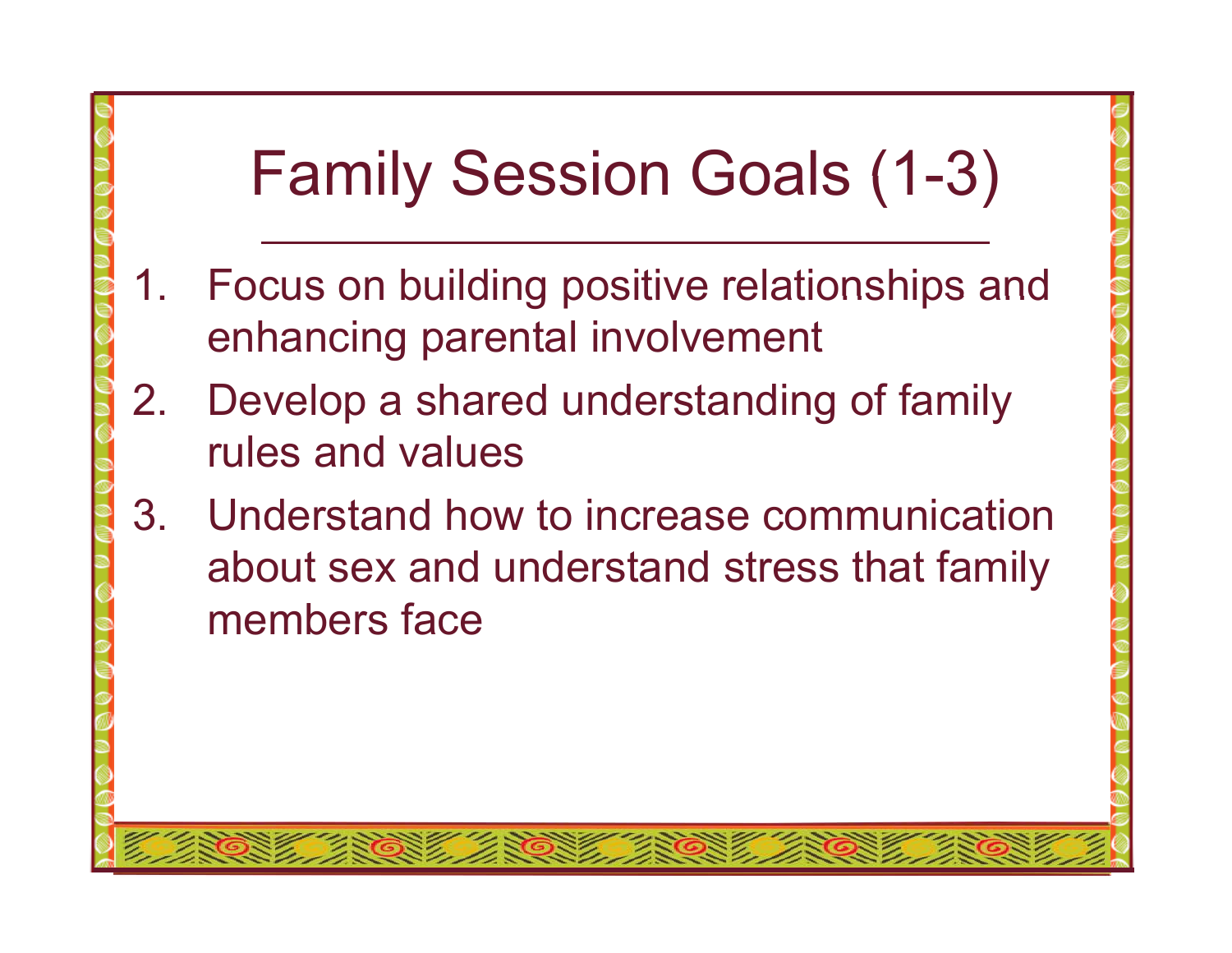# Family Session Goals (1-3)

1. Focus on building positive relationships and enhancing parental involvement
2. Develop a shared understanding of family rules and values
3. Understand how to increase communication about sex and understand stress that family members face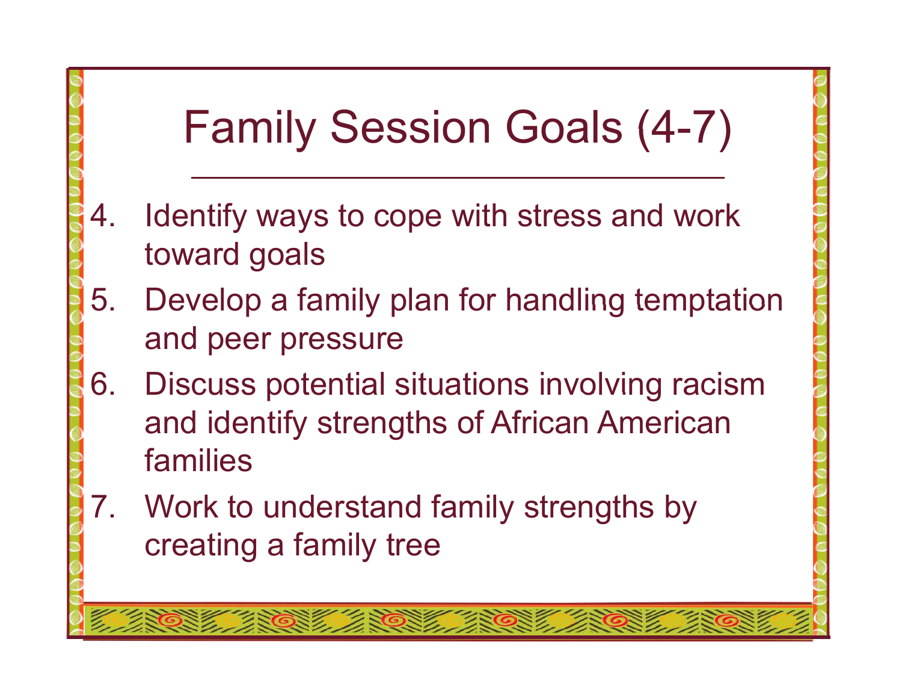# Family Session Goals (4-7)

4. Identify ways to cope with stress and work toward goals
5. Develop a family plan for handling temptation and peer pressure
6. Discuss potential situations involving racism and identify strengths of African American families
7. Work to understand family strengths by creating a family tree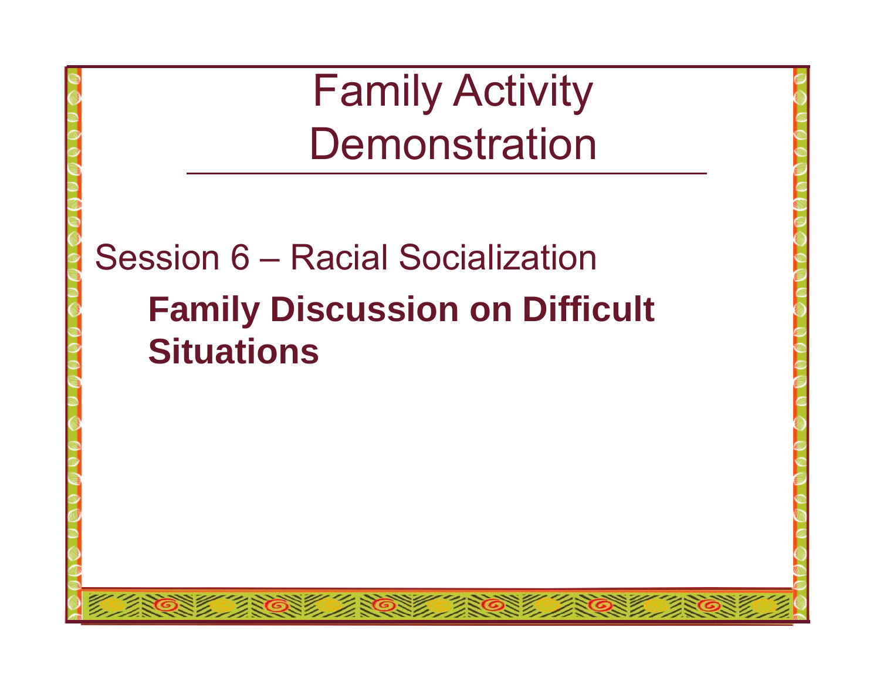# Family Activity Demonstration

Session 6 – Racial Socialization

**Family Discussion on Difficult Situations**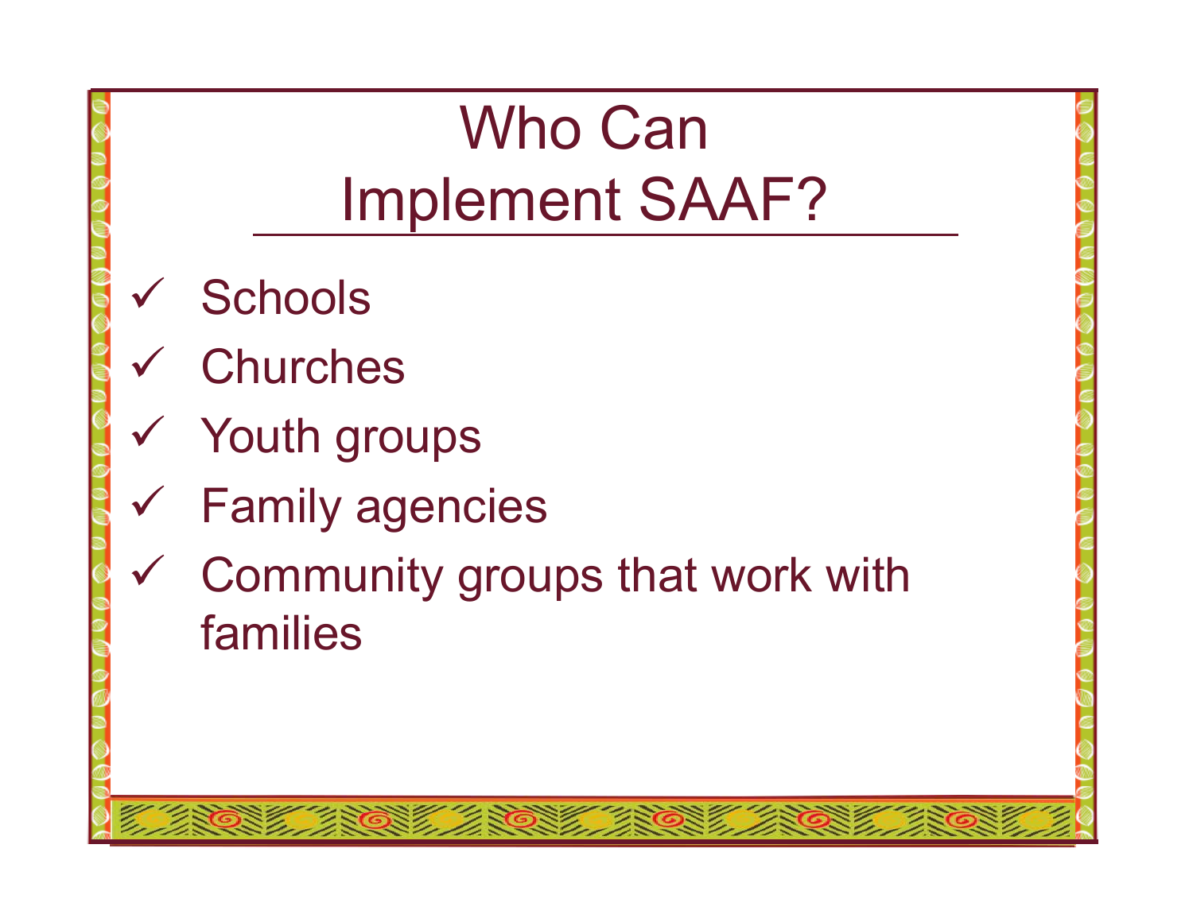# Who Can Implement SAAF?

- ✓ Schools
- ✓ Churches
- ✓ Youth groups
- ✓ Family agencies
- ✓ Community groups that work with families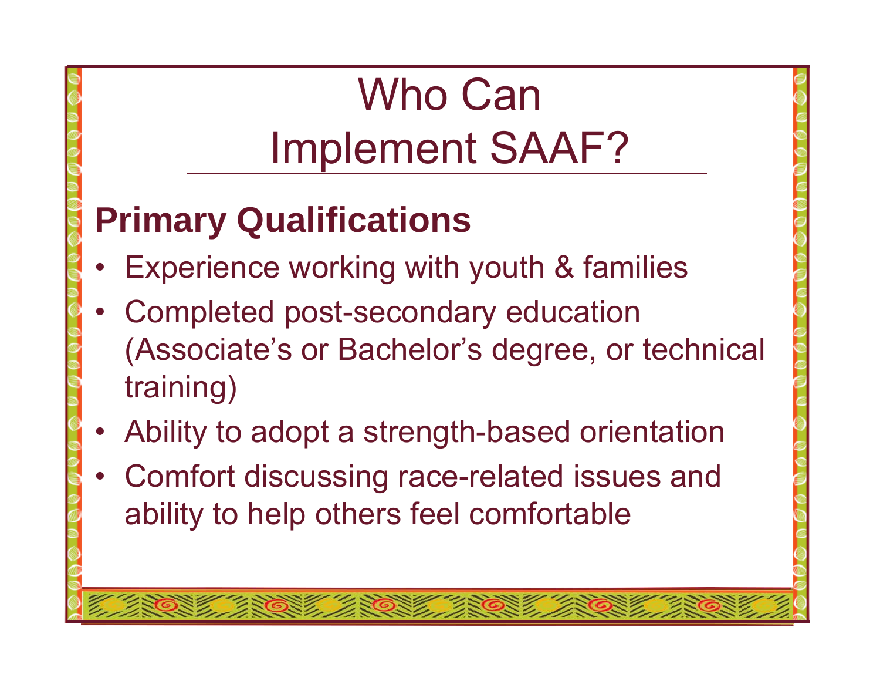# Who Can Implement SAAF?

## Primary Qualifications

- Experience working with youth & families
- Completed post-secondary education (Associate's or Bachelor's degree, or technical training)
- Ability to adopt a strength-based orientation
- Comfort discussing race-related issues and ability to help others feel comfortable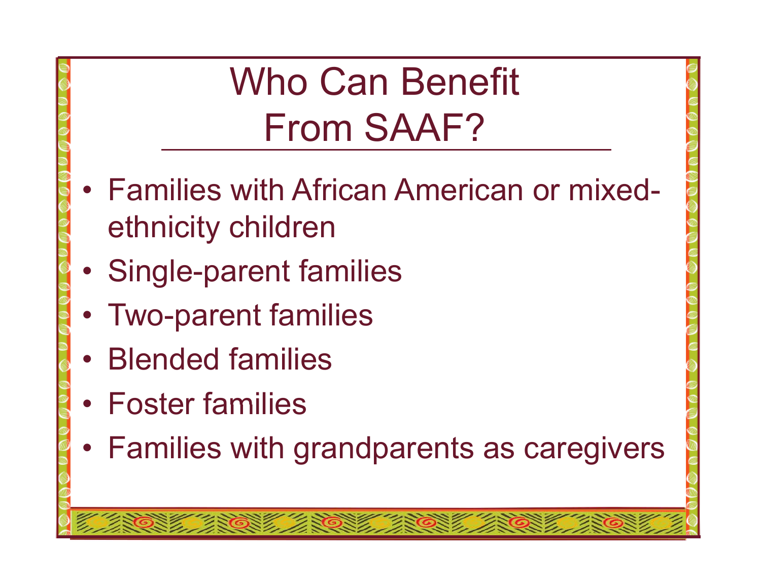# Who Can Benefit From SAAF?

- Families with African American or mixed-ethnicity children
- Single-parent families
- Two-parent families
- Blended families
- Foster families
- Families with grandparents as caregivers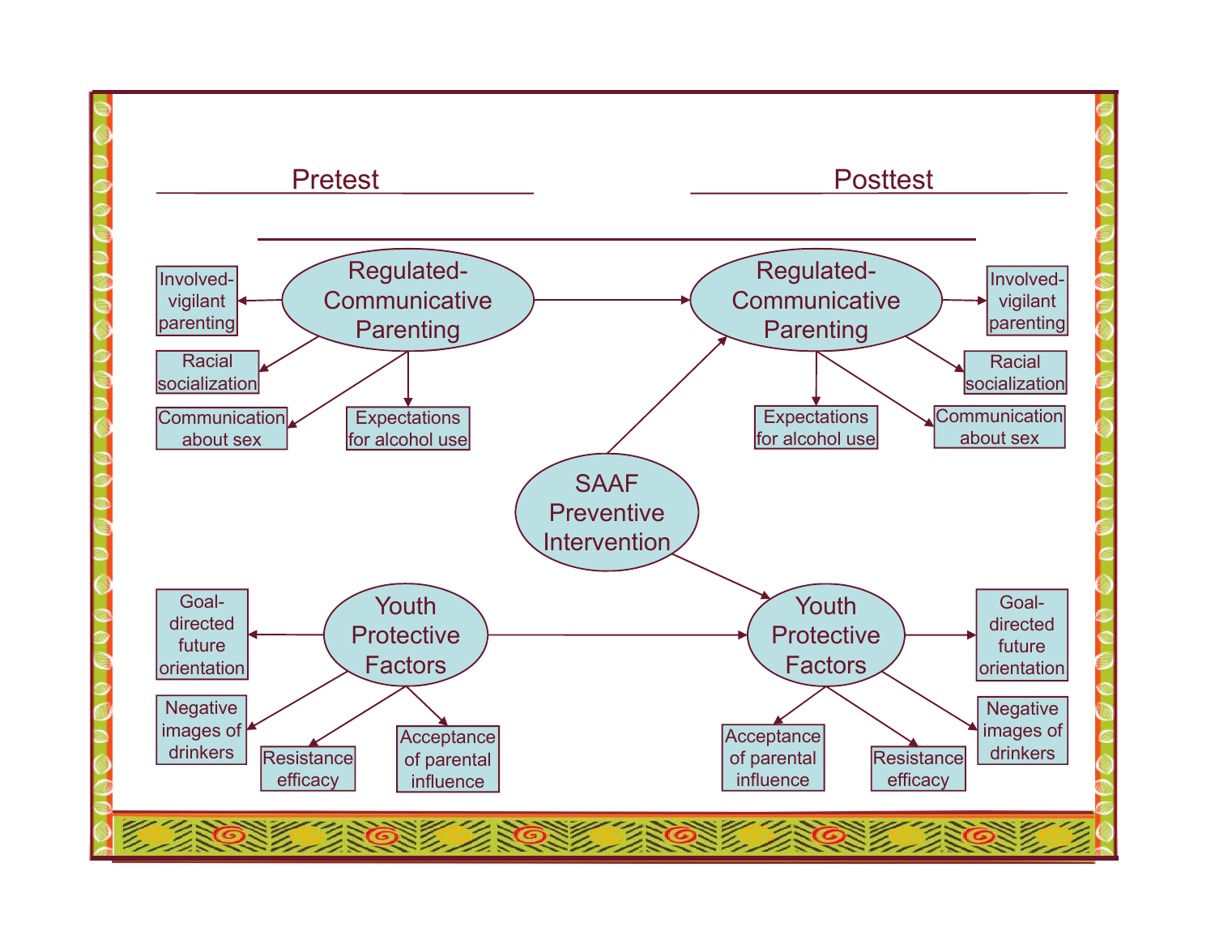Pretest

Posttest

Regulated-Communicative Parenting

Involved-vigilant parenting

Racial socialization

Communication about sex

Expectations for alcohol use

Regulated-Communicative Parenting

Involved-vigilant parenting

Racial socialization

Expectations for alcohol use

Communication about sex

SAAF Preventive Intervention

Youth Protective Factors

Goal-directed future orientation

Negative images of drinkers

Resistance efficacy

Acceptance of parental influence

Youth Protective Factors

Goal-directed future orientation

Acceptance of parental influence

Resistance efficacy

Negative images of drinkers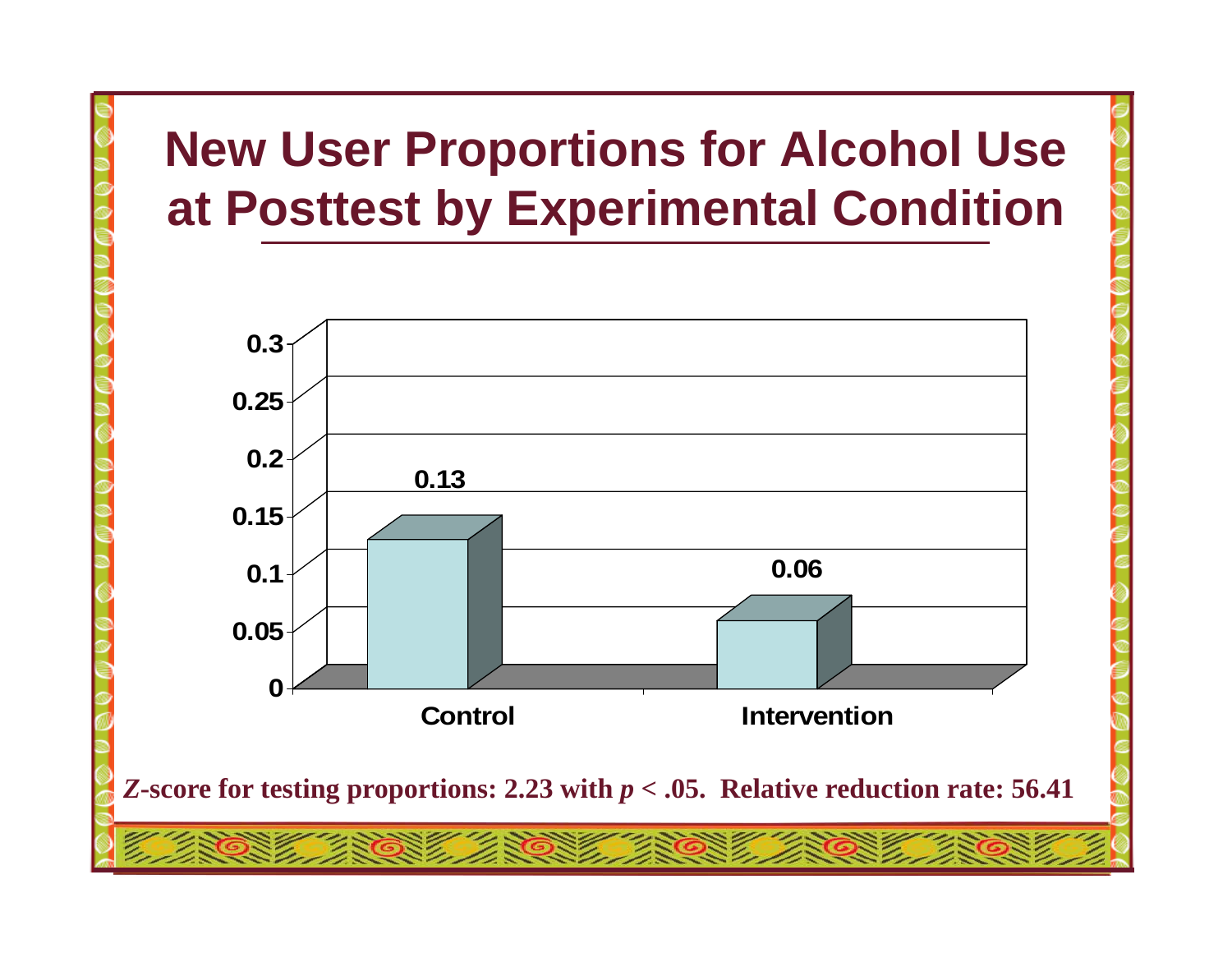# New User Proportions for Alcohol Use at Posttest by Experimental Condition

| Condition | New User Proportion |
| --- | --- |
| Control | 0.13 |
| Intervention | 0.06 |

***Z*-score for testing proportions: 2.23 with $p < .05$. Relative reduction rate: 56.41**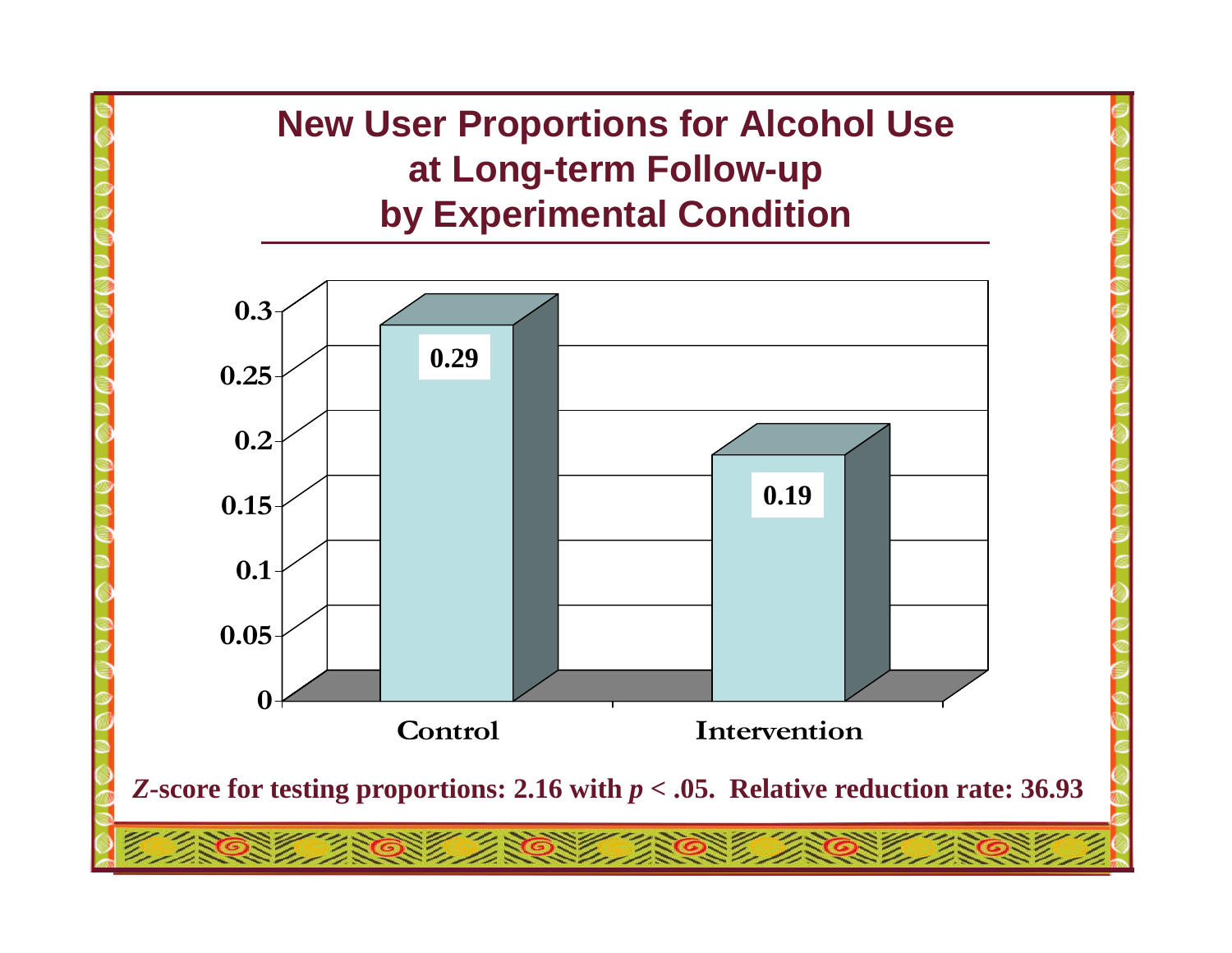# New User Proportions for Alcohol Use at Long-term Follow-up by Experimental Condition

| Condition | Proportion |
|---|---|
| Control | 0.29 |
| Intervention | 0.19 |

***Z*-score for testing proportions: 2.16 with $p < .05$. Relative reduction rate: 36.93**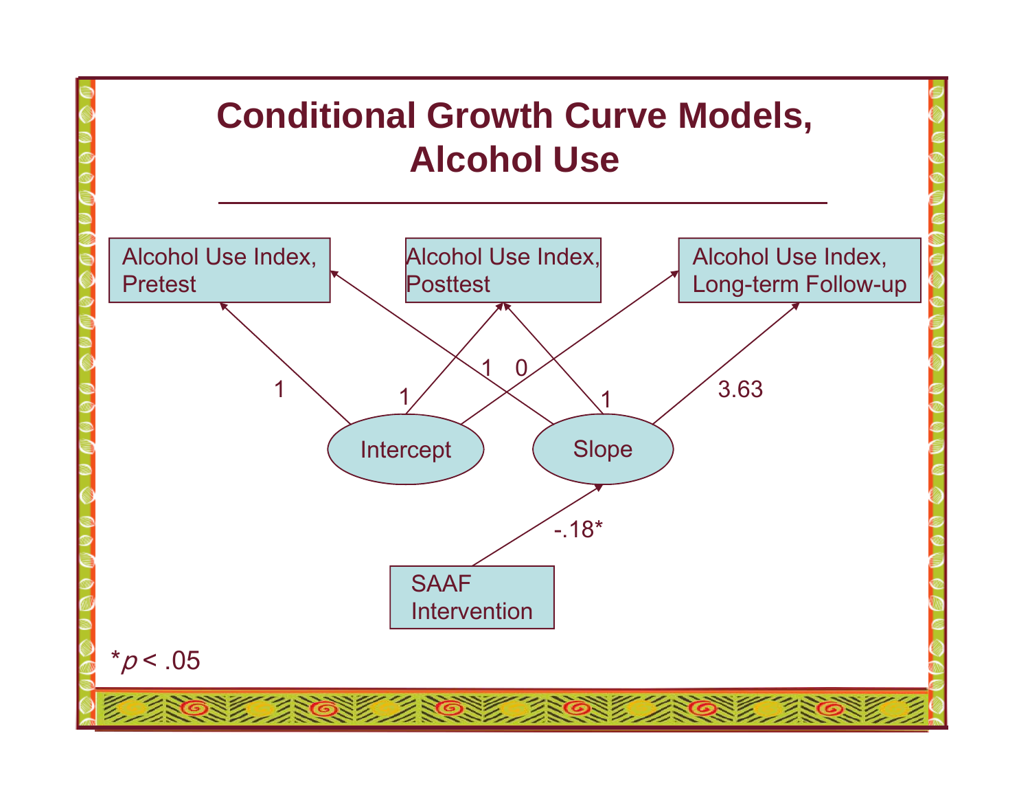# Conditional Growth Curve Models, Alcohol Use

Alcohol Use Index, Pretest

Alcohol Use Index, Posttest

Alcohol Use Index, Long-term Follow-up

1

1

1 0

1

3.63

Intercept

Slope

-.18*

SAAF Intervention

*$p < .05$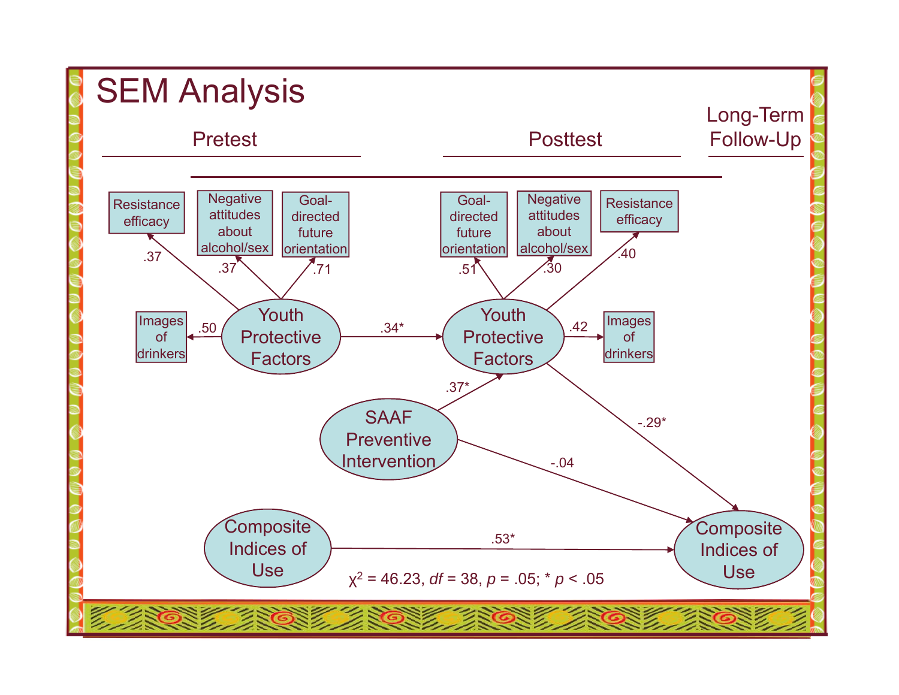# SEM Analysis

Pretest | Posttest | Long-Term Follow-Up

**Pretest — Youth Protective Factors:**
- Resistance efficacy: .37
- Negative attitudes about alcohol/sex: .37
- Goal-directed future orientation: .71
- Images of drinkers: .50

**Posttest — Youth Protective Factors:**
- Goal-directed future orientation: .51
- Negative attitudes about alcohol/sex: .30
- Resistance efficacy: .40
- Images of drinkers: .42

**Paths:**
- Youth Protective Factors (Pretest) → Youth Protective Factors (Posttest): .34*
- SAAF Preventive Intervention → Youth Protective Factors (Posttest): .37*
- SAAF Preventive Intervention → Composite Indices of Use (Long-Term Follow-Up): -.04
- Youth Protective Factors (Posttest) → Composite Indices of Use (Long-Term Follow-Up): -.29*
- Composite Indices of Use (Pretest) → Composite Indices of Use (Long-Term Follow-Up): .53*

$\chi^2 = 46.23$, $df = 38$, $p = .05$; * $p < .05$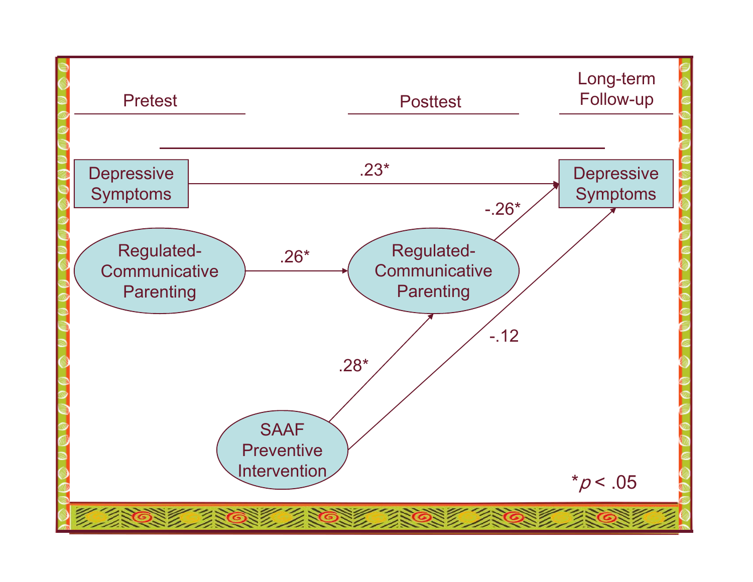| Pretest | Posttest | Long-term Follow-up |
| --- | --- | --- |
| Depressive Symptoms | | Depressive Symptoms |
| Regulated-Communicative Parenting | Regulated-Communicative Parenting | |
| | SAAF Preventive Intervention | |

Paths:

- Depressive Symptoms (Pretest) → Depressive Symptoms (Long-term Follow-up): .23*
- Regulated-Communicative Parenting (Pretest) → Regulated-Communicative Parenting (Posttest): .26*
- Regulated-Communicative Parenting (Posttest) → Depressive Symptoms (Long-term Follow-up): -.26*
- SAAF Preventive Intervention → Regulated-Communicative Parenting (Posttest): .28*
- SAAF Preventive Intervention → Depressive Symptoms (Long-term Follow-up): -.12

*$p < .05$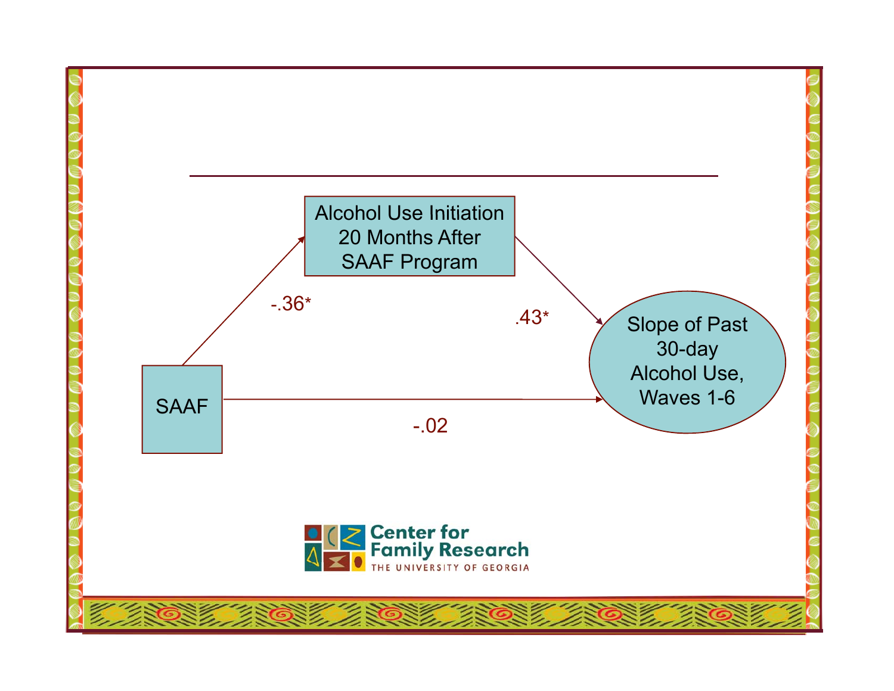Alcohol Use Initiation 20 Months After SAAF Program

-.36*

.43*

SAAF

-.02

Slope of Past 30-day Alcohol Use, Waves 1-6

Center for Family Research

THE UNIVERSITY OF GEORGIA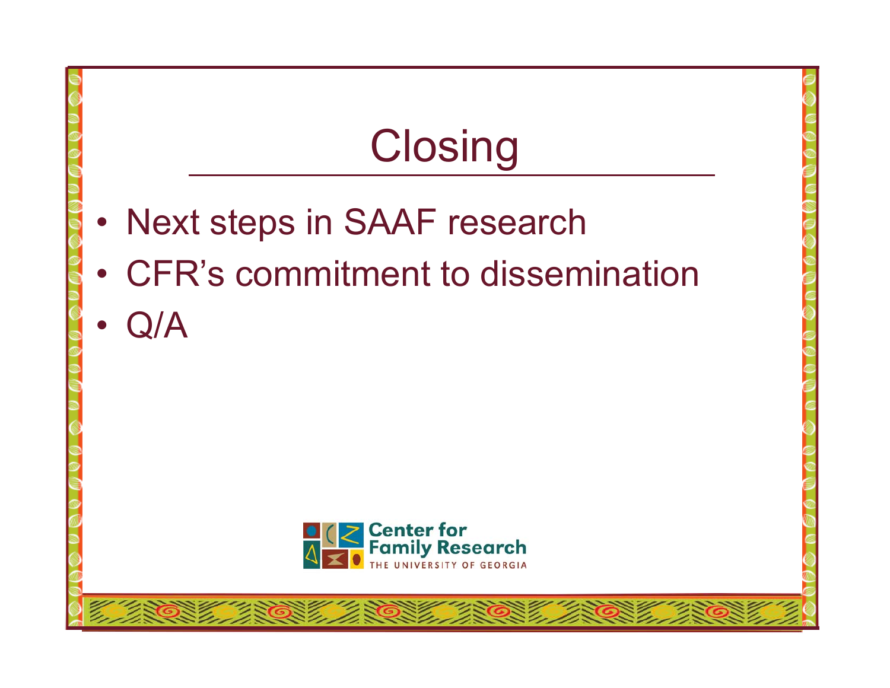# Closing

- Next steps in SAAF research
- CFR's commitment to dissemination
- Q/A

Center for Family Research
THE UNIVERSITY OF GEORGIA